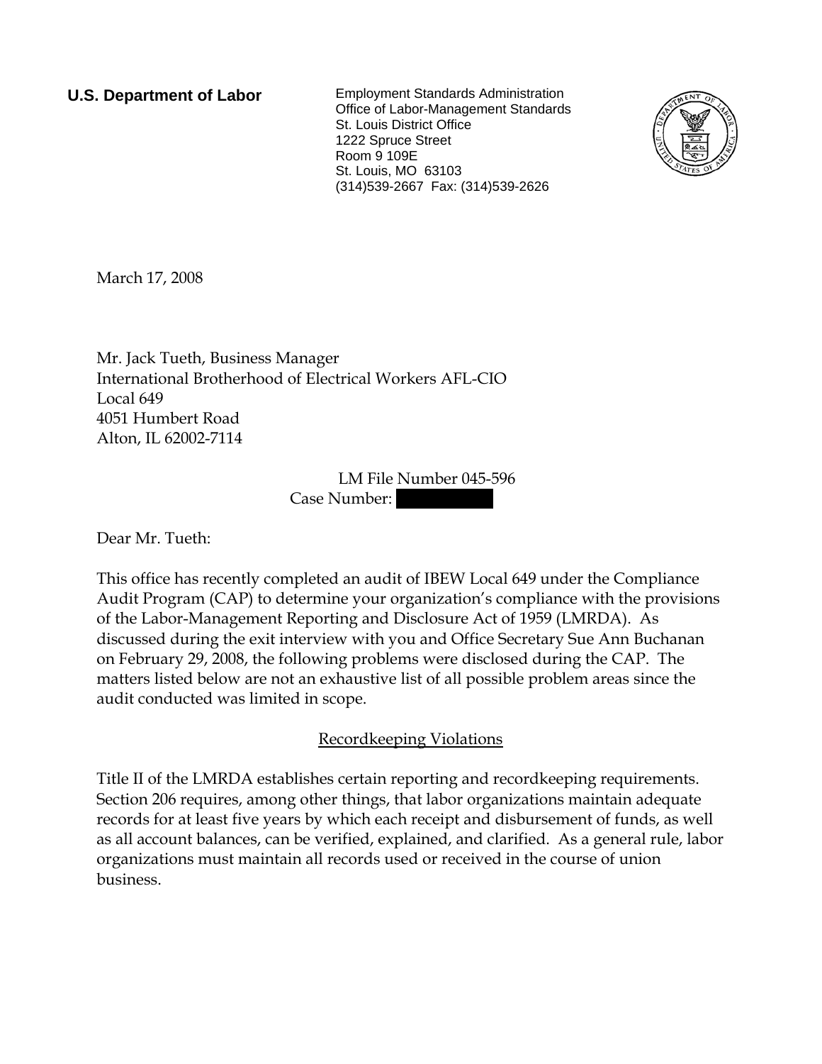**U.S. Department of Labor**

Employment Standards Administration
Office of Labor-Management Standards
St. Louis District Office
1222 Spruce Street
Room 9 109E
St. Louis, MO 63103
(314)539-2667 Fax: (314)539-2626

March 17, 2008

Mr. Jack Tueth, Business Manager
International Brotherhood of Electrical Workers AFL-CIO
Local 649
4051 Humbert Road
Alton, IL 62002-7114

LM File Number 045-596
Case Number: [REDACTED]

Dear Mr. Tueth:

This office has recently completed an audit of IBEW Local 649 under the Compliance Audit Program (CAP) to determine your organization's compliance with the provisions of the Labor-Management Reporting and Disclosure Act of 1959 (LMRDA). As discussed during the exit interview with you and Office Secretary Sue Ann Buchanan on February 29, 2008, the following problems were disclosed during the CAP. The matters listed below are not an exhaustive list of all possible problem areas since the audit conducted was limited in scope.

<u>Recordkeeping Violations</u>

Title II of the LMRDA establishes certain reporting and recordkeeping requirements. Section 206 requires, among other things, that labor organizations maintain adequate records for at least five years by which each receipt and disbursement of funds, as well as all account balances, can be verified, explained, and clarified. As a general rule, labor organizations must maintain all records used or received in the course of union business.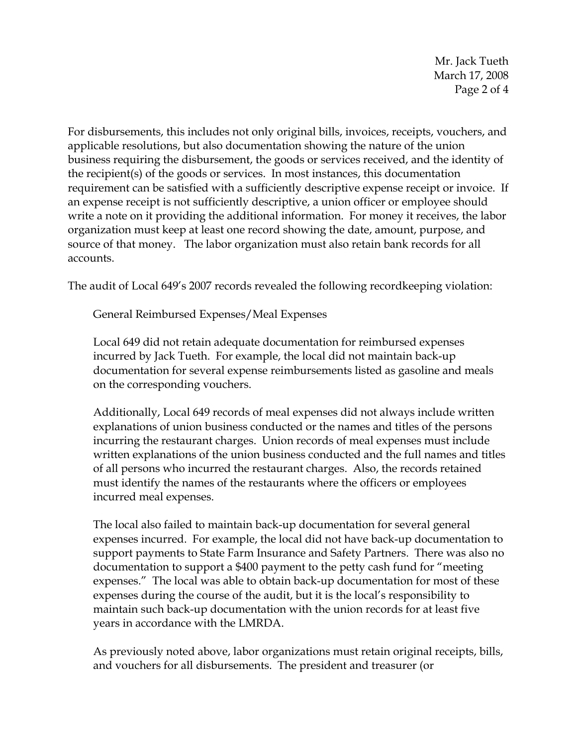For disbursements, this includes not only original bills, invoices, receipts, vouchers, and applicable resolutions, but also documentation showing the nature of the union business requiring the disbursement, the goods or services received, and the identity of the recipient(s) of the goods or services. In most instances, this documentation requirement can be satisfied with a sufficiently descriptive expense receipt or invoice. If an expense receipt is not sufficiently descriptive, a union officer or employee should write a note on it providing the additional information. For money it receives, the labor organization must keep at least one record showing the date, amount, purpose, and source of that money. The labor organization must also retain bank records for all accounts.

The audit of Local 649's 2007 records revealed the following recordkeeping violation:

General Reimbursed Expenses/Meal Expenses

Local 649 did not retain adequate documentation for reimbursed expenses incurred by Jack Tueth. For example, the local did not maintain back-up documentation for several expense reimbursements listed as gasoline and meals on the corresponding vouchers.

Additionally, Local 649 records of meal expenses did not always include written explanations of union business conducted or the names and titles of the persons incurring the restaurant charges. Union records of meal expenses must include written explanations of the union business conducted and the full names and titles of all persons who incurred the restaurant charges. Also, the records retained must identify the names of the restaurants where the officers or employees incurred meal expenses.

The local also failed to maintain back-up documentation for several general expenses incurred. For example, the local did not have back-up documentation to support payments to State Farm Insurance and Safety Partners. There was also no documentation to support a $400 payment to the petty cash fund for "meeting expenses." The local was able to obtain back-up documentation for most of these expenses during the course of the audit, but it is the local's responsibility to maintain such back-up documentation with the union records for at least five years in accordance with the LMRDA.

As previously noted above, labor organizations must retain original receipts, bills, and vouchers for all disbursements. The president and treasurer (or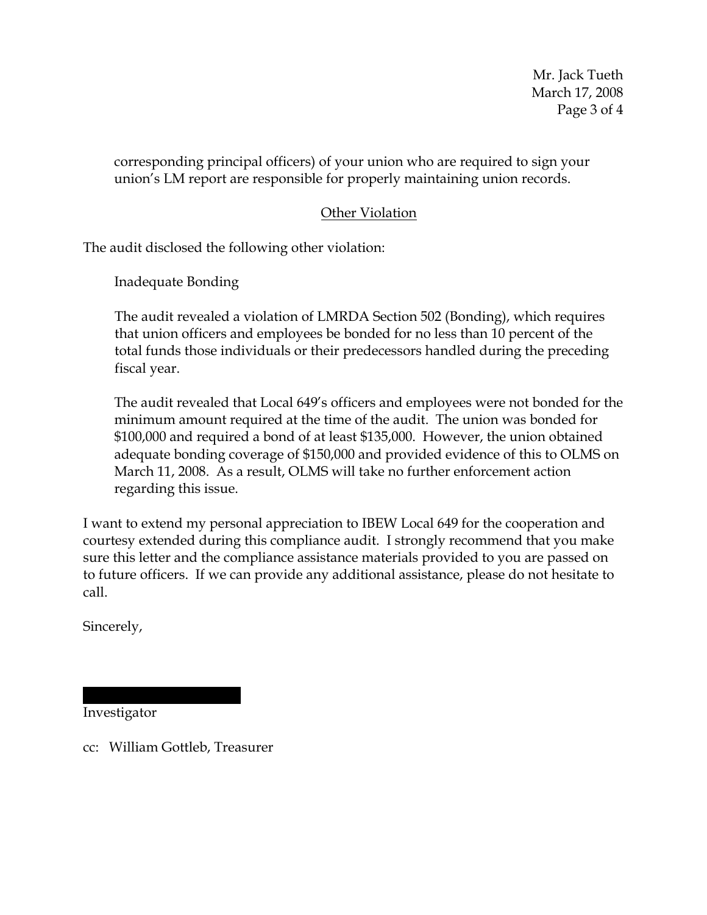corresponding principal officers) of your union who are required to sign your union's LM report are responsible for properly maintaining union records.

## Other Violation

The audit disclosed the following other violation:

Inadequate Bonding

The audit revealed a violation of LMRDA Section 502 (Bonding), which requires that union officers and employees be bonded for no less than 10 percent of the total funds those individuals or their predecessors handled during the preceding fiscal year.

The audit revealed that Local 649's officers and employees were not bonded for the minimum amount required at the time of the audit. The union was bonded for $100,000 and required a bond of at least $135,000. However, the union obtained adequate bonding coverage of $150,000 and provided evidence of this to OLMS on March 11, 2008. As a result, OLMS will take no further enforcement action regarding this issue.

I want to extend my personal appreciation to IBEW Local 649 for the cooperation and courtesy extended during this compliance audit. I strongly recommend that you make sure this letter and the compliance assistance materials provided to you are passed on to future officers. If we can provide any additional assistance, please do not hesitate to call.

Sincerely,

Investigator

cc: William Gottleb, Treasurer